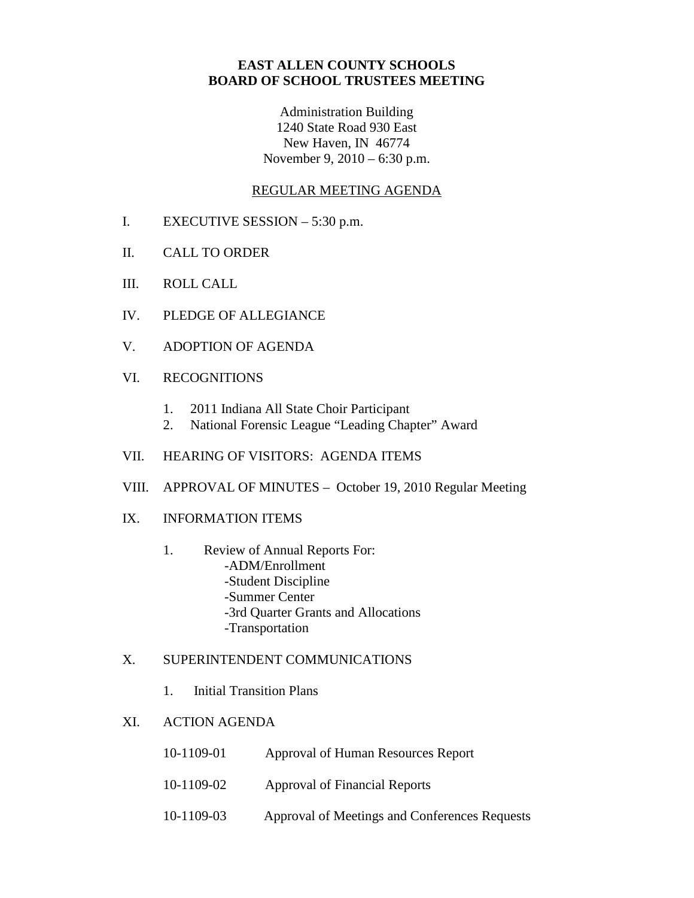# EAST ALLEN COUNTY SCHOOLS
# BOARD OF SCHOOL TRUSTEES MEETING

Administration Building
1240 State Road 930 East
New Haven, IN 46774
November 9, 2010 – 6:30 p.m.

## REGULAR MEETING AGENDA

I. EXECUTIVE SESSION – 5:30 p.m.

II. CALL TO ORDER

III. ROLL CALL

IV. PLEDGE OF ALLEGIANCE

V. ADOPTION OF AGENDA

VI. RECOGNITIONS

1. 2011 Indiana All State Choir Participant
2. National Forensic League "Leading Chapter" Award

VII. HEARING OF VISITORS: AGENDA ITEMS

VIII. APPROVAL OF MINUTES – October 19, 2010 Regular Meeting

IX. INFORMATION ITEMS

1. Review of Annual Reports For:
   - -ADM/Enrollment
   - -Student Discipline
   - -Summer Center
   - -3rd Quarter Grants and Allocations
   - -Transportation

X. SUPERINTENDENT COMMUNICATIONS

1. Initial Transition Plans

XI. ACTION AGENDA

10-1109-01 Approval of Human Resources Report

10-1109-02 Approval of Financial Reports

10-1109-03 Approval of Meetings and Conferences Requests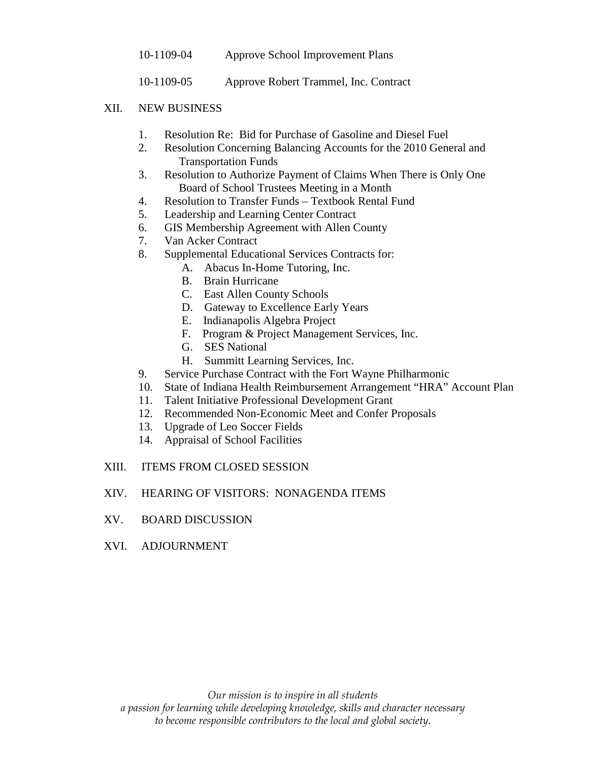10-1109-04 Approve School Improvement Plans

10-1109-05 Approve Robert Trammel, Inc. Contract

XII. NEW BUSINESS

1. Resolution Re: Bid for Purchase of Gasoline and Diesel Fuel
2. Resolution Concerning Balancing Accounts for the 2010 General and Transportation Funds
3. Resolution to Authorize Payment of Claims When There is Only One Board of School Trustees Meeting in a Month
4. Resolution to Transfer Funds – Textbook Rental Fund
5. Leadership and Learning Center Contract
6. GIS Membership Agreement with Allen County
7. Van Acker Contract
8. Supplemental Educational Services Contracts for:
   - A. Abacus In-Home Tutoring, Inc.
   - B. Brain Hurricane
   - C. East Allen County Schools
   - D. Gateway to Excellence Early Years
   - E. Indianapolis Algebra Project
   - F. Program & Project Management Services, Inc.
   - G. SES National
   - H. Summitt Learning Services, Inc.
9. Service Purchase Contract with the Fort Wayne Philharmonic
10. State of Indiana Health Reimbursement Arrangement "HRA" Account Plan
11. Talent Initiative Professional Development Grant
12. Recommended Non-Economic Meet and Confer Proposals
13. Upgrade of Leo Soccer Fields
14. Appraisal of School Facilities

XIII. ITEMS FROM CLOSED SESSION

XIV. HEARING OF VISITORS: NONAGENDA ITEMS

XV. BOARD DISCUSSION

XVI. ADJOURNMENT

*Our mission is to inspire in all students a passion for learning while developing knowledge, skills and character necessary to become responsible contributors to the local and global society.*